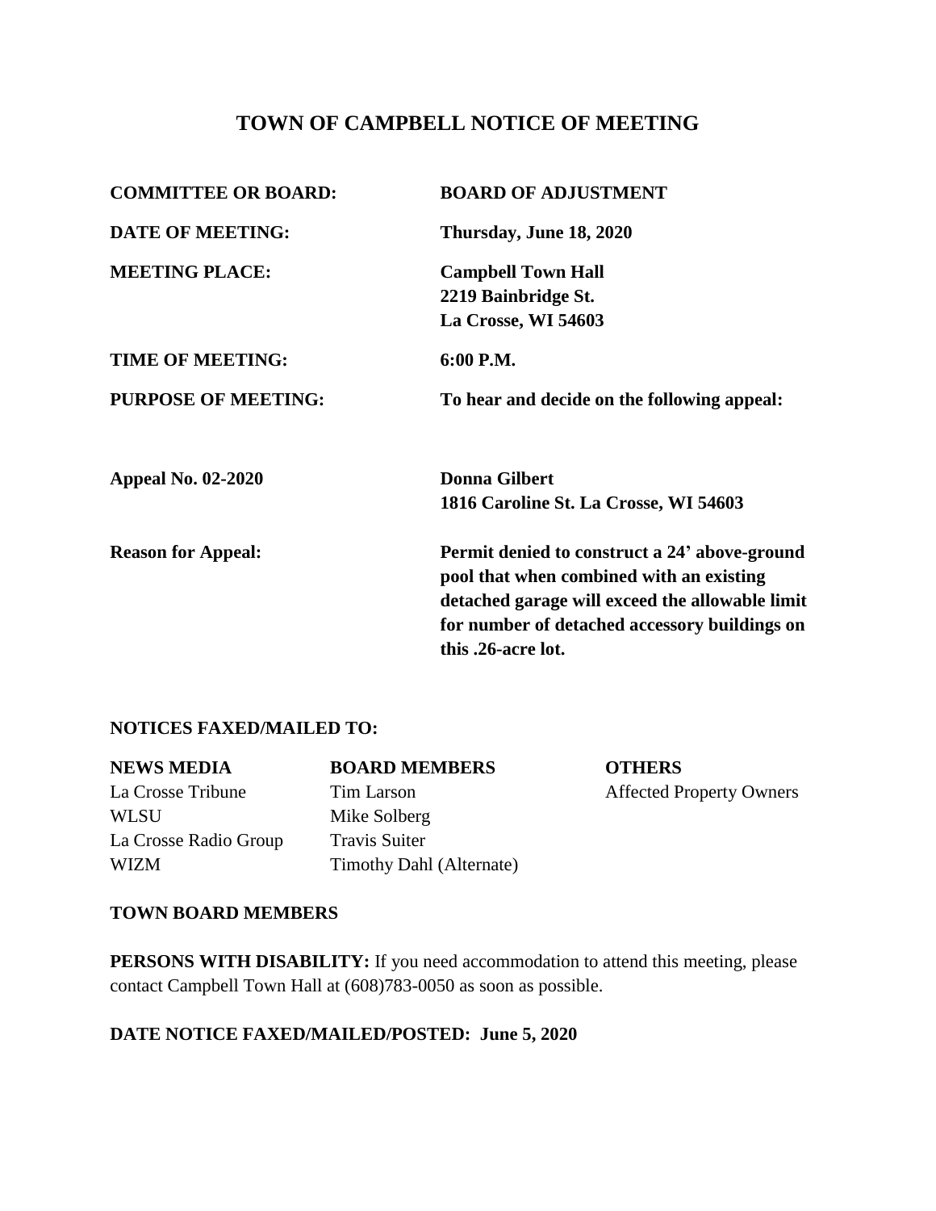# TOWN OF CAMPBELL NOTICE OF MEETING

| | |
|---|---|
| **COMMITTEE OR BOARD:** | **BOARD OF ADJUSTMENT** |
| **DATE OF MEETING:** | **Thursday, June 18, 2020** |
| **MEETING PLACE:** | **Campbell Town Hall<br>2219 Bainbridge St.<br>La Crosse, WI 54603** |
| **TIME OF MEETING:** | **6:00 P.M.** |
| **PURPOSE OF MEETING:** | **To hear and decide on the following appeal:** |
| **Appeal No. 02-2020** | **Donna Gilbert<br>1816 Caroline St. La Crosse, WI 54603** |
| **Reason for Appeal:** | **Permit denied to construct a 24' above-ground pool that when combined with an existing detached garage will exceed the allowable limit for number of detached accessory buildings on this .26-acre lot.** |

**NOTICES FAXED/MAILED TO:**

| **NEWS MEDIA** | **BOARD MEMBERS** | **OTHERS** |
|---|---|---|
| La Crosse Tribune | Tim Larson | Affected Property Owners |
| WLSU | Mike Solberg | |
| La Crosse Radio Group | Travis Suiter | |
| WIZM | Timothy Dahl (Alternate) | |

**TOWN BOARD MEMBERS**

**PERSONS WITH DISABILITY:** If you need accommodation to attend this meeting, please contact Campbell Town Hall at (608)783-0050 as soon as possible.

**DATE NOTICE FAXED/MAILED/POSTED: June 5, 2020**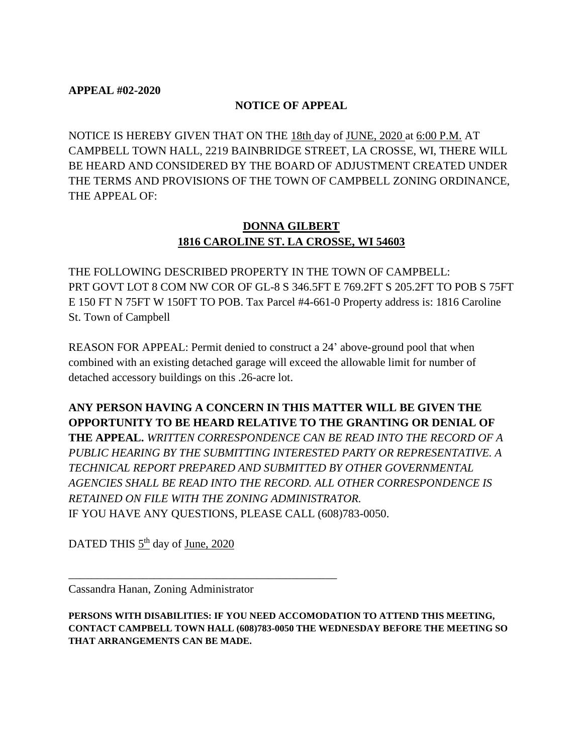**APPEAL #02-2020**

**NOTICE OF APPEAL**

NOTICE IS HEREBY GIVEN THAT ON THE 18th day of JUNE, 2020 at 6:00 P.M. AT CAMPBELL TOWN HALL, 2219 BAINBRIDGE STREET, LA CROSSE, WI, THERE WILL BE HEARD AND CONSIDERED BY THE BOARD OF ADJUSTMENT CREATED UNDER THE TERMS AND PROVISIONS OF THE TOWN OF CAMPBELL ZONING ORDINANCE, THE APPEAL OF:

**DONNA GILBERT**
**1816 CAROLINE ST. LA CROSSE, WI 54603**

THE FOLLOWING DESCRIBED PROPERTY IN THE TOWN OF CAMPBELL:
PRT GOVT LOT 8 COM NW COR OF GL-8 S 346.5FT E 769.2FT S 205.2FT TO POB S 75FT E 150 FT N 75FT W 150FT TO POB. Tax Parcel #4-661-0 Property address is: 1816 Caroline St. Town of Campbell

REASON FOR APPEAL: Permit denied to construct a 24' above-ground pool that when combined with an existing detached garage will exceed the allowable limit for number of detached accessory buildings on this .26-acre lot.

**ANY PERSON HAVING A CONCERN IN THIS MATTER WILL BE GIVEN THE OPPORTUNITY TO BE HEARD RELATIVE TO THE GRANTING OR DENIAL OF THE APPEAL.** *WRITTEN CORRESPONDENCE CAN BE READ INTO THE RECORD OF A PUBLIC HEARING BY THE SUBMITTING INTERESTED PARTY OR REPRESENTATIVE. A TECHNICAL REPORT PREPARED AND SUBMITTED BY OTHER GOVERNMENTAL AGENCIES SHALL BE READ INTO THE RECORD. ALL OTHER CORRESPONDENCE IS RETAINED ON FILE WITH THE ZONING ADMINISTRATOR.*
IF YOU HAVE ANY QUESTIONS, PLEASE CALL (608)783-0050.

DATED THIS 5th day of June, 2020

\_\_\_\_\_\_\_\_\_\_\_\_\_\_\_\_\_\_\_\_\_\_\_\_\_\_\_\_\_\_\_\_\_\_\_\_\_\_\_\_\_\_\_\_\_\_\_\_

Cassandra Hanan, Zoning Administrator

**PERSONS WITH DISABILITIES: IF YOU NEED ACCOMODATION TO ATTEND THIS MEETING, CONTACT CAMPBELL TOWN HALL (608)783-0050 THE WEDNESDAY BEFORE THE MEETING SO THAT ARRANGEMENTS CAN BE MADE.**